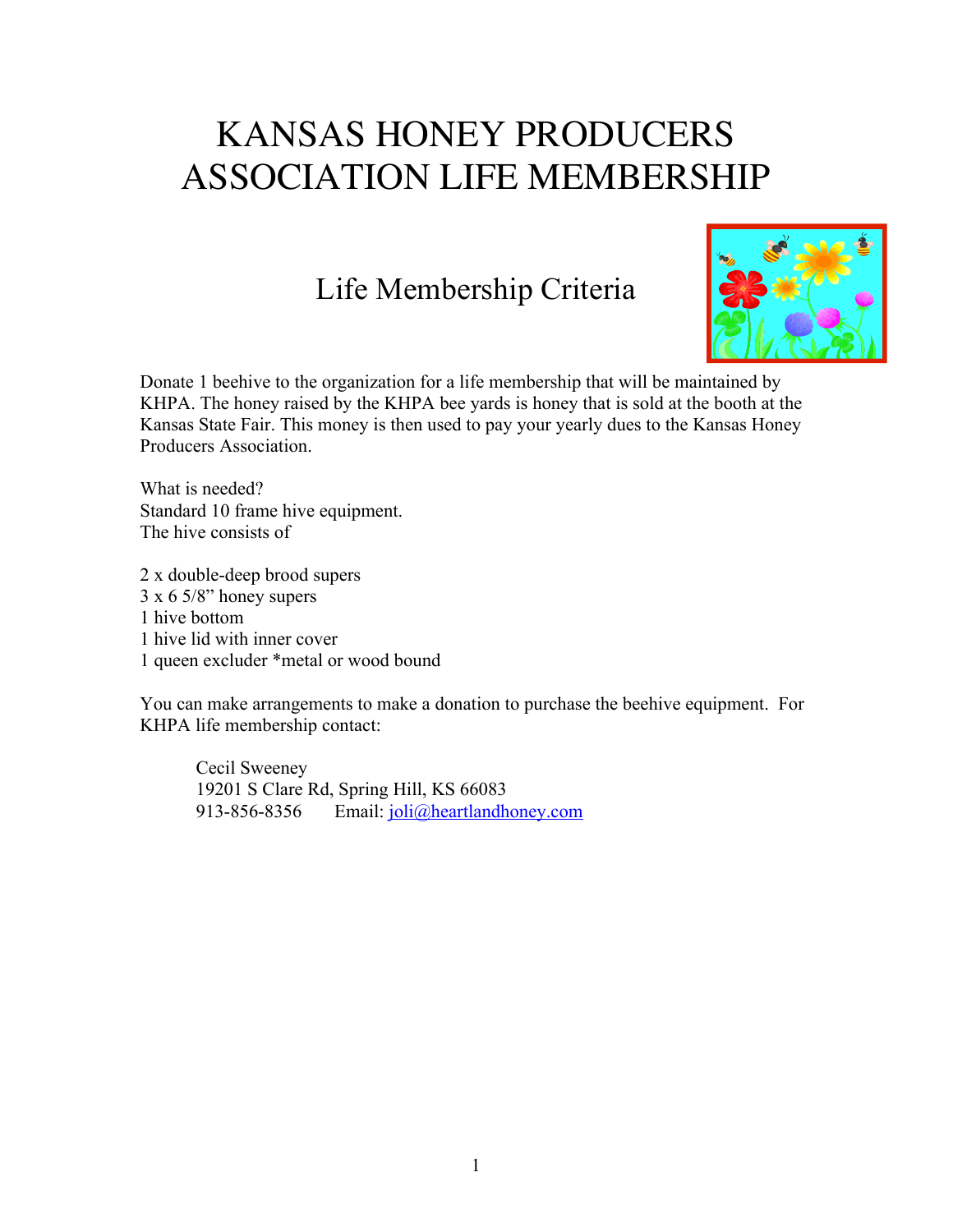# KANSAS HONEY PRODUCERS ASSOCIATION LIFE MEMBERSHIP

## Life Membership Criteria

Donate 1 beehive to the organization for a life membership that will be maintained by KHPA. The honey raised by the KHPA bee yards is honey that is sold at the booth at the Kansas State Fair. This money is then used to pay your yearly dues to the Kansas Honey Producers Association.

What is needed?
Standard 10 frame hive equipment.
The hive consists of

2 x double-deep brood supers
3 x 6 5/8" honey supers
1 hive bottom
1 hive lid with inner cover
1 queen excluder *metal or wood bound

You can make arrangements to make a donation to purchase the beehive equipment. For KHPA life membership contact:

> Cecil Sweeney
> 19201 S Clare Rd, Spring Hill, KS 66083
> 913-856-8356 Email: joli@heartlandhoney.com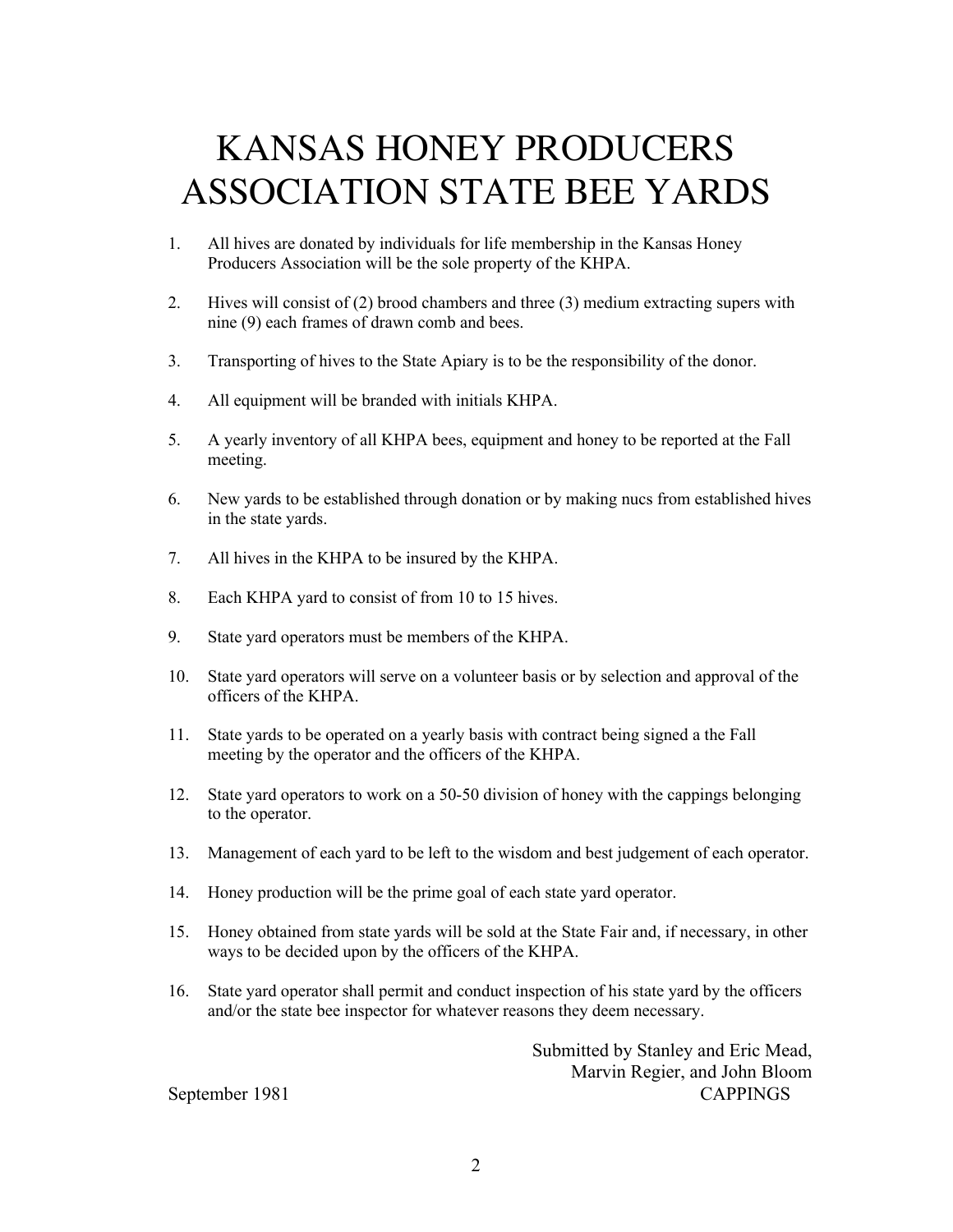# KANSAS HONEY PRODUCERS ASSOCIATION STATE BEE YARDS

1. All hives are donated by individuals for life membership in the Kansas Honey Producers Association will be the sole property of the KHPA.

2. Hives will consist of (2) brood chambers and three (3) medium extracting supers with nine (9) each frames of drawn comb and bees.

3. Transporting of hives to the State Apiary is to be the responsibility of the donor.

4. All equipment will be branded with initials KHPA.

5. A yearly inventory of all KHPA bees, equipment and honey to be reported at the Fall meeting.

6. New yards to be established through donation or by making nucs from established hives in the state yards.

7. All hives in the KHPA to be insured by the KHPA.

8. Each KHPA yard to consist of from 10 to 15 hives.

9. State yard operators must be members of the KHPA.

10. State yard operators will serve on a volunteer basis or by selection and approval of the officers of the KHPA.

11. State yards to be operated on a yearly basis with contract being signed a the Fall meeting by the operator and the officers of the KHPA.

12. State yard operators to work on a 50-50 division of honey with the cappings belonging to the operator.

13. Management of each yard to be left to the wisdom and best judgement of each operator.

14. Honey production will be the prime goal of each state yard operator.

15. Honey obtained from state yards will be sold at the State Fair and, if necessary, in other ways to be decided upon by the officers of the KHPA.

16. State yard operator shall permit and conduct inspection of his state yard by the officers and/or the state bee inspector for whatever reasons they deem necessary.

Submitted by Stanley and Eric Mead,
Marvin Regier, and John Bloom

September 1981 CAPPINGS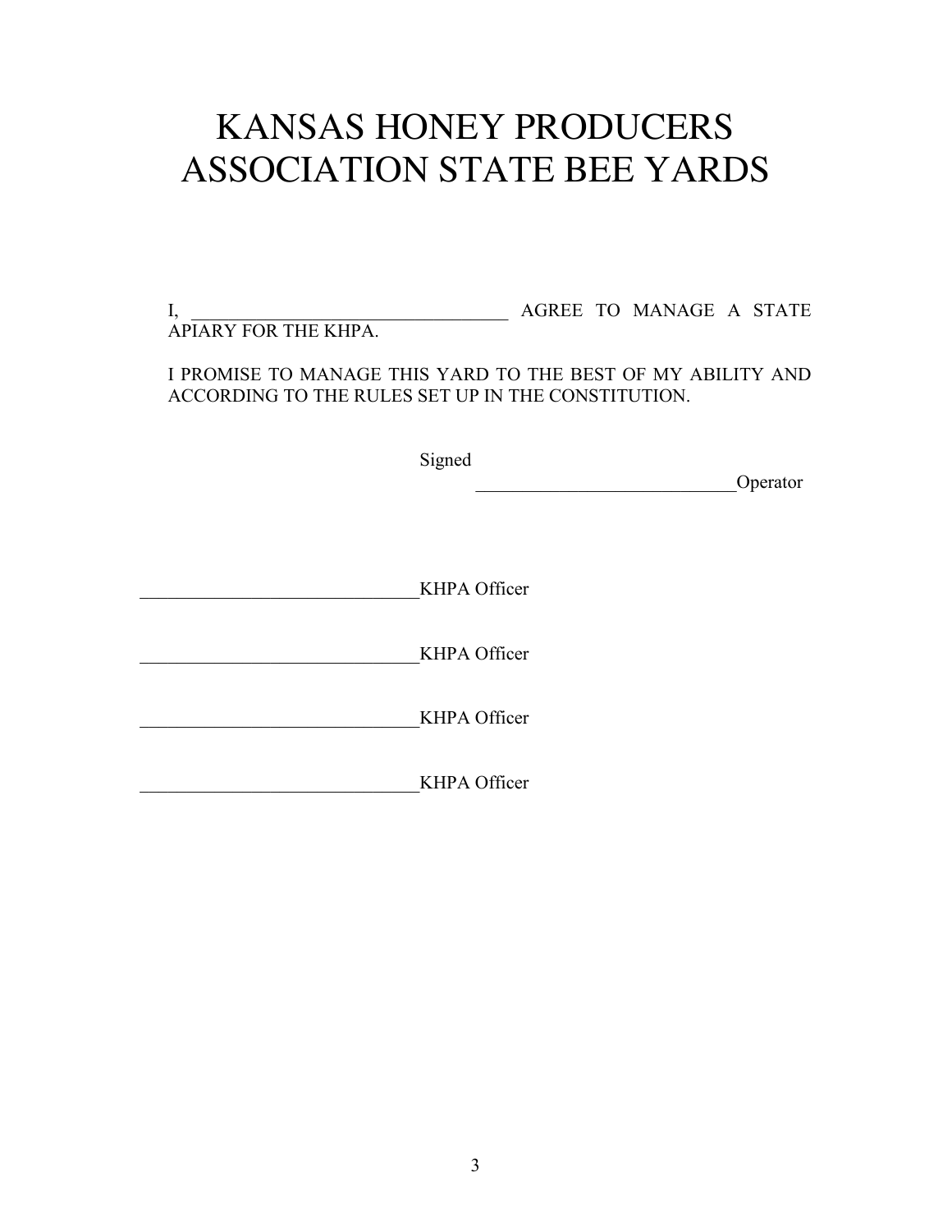# KANSAS HONEY PRODUCERS ASSOCIATION STATE BEE YARDS

I, ___________________________________ AGREE TO MANAGE A STATE APIARY FOR THE KHPA.

I PROMISE TO MANAGE THIS YARD TO THE BEST OF MY ABILITY AND ACCORDING TO THE RULES SET UP IN THE CONSTITUTION.

Signed

____________________________Operator

______________________________KHPA Officer

______________________________KHPA Officer

______________________________KHPA Officer

______________________________KHPA Officer